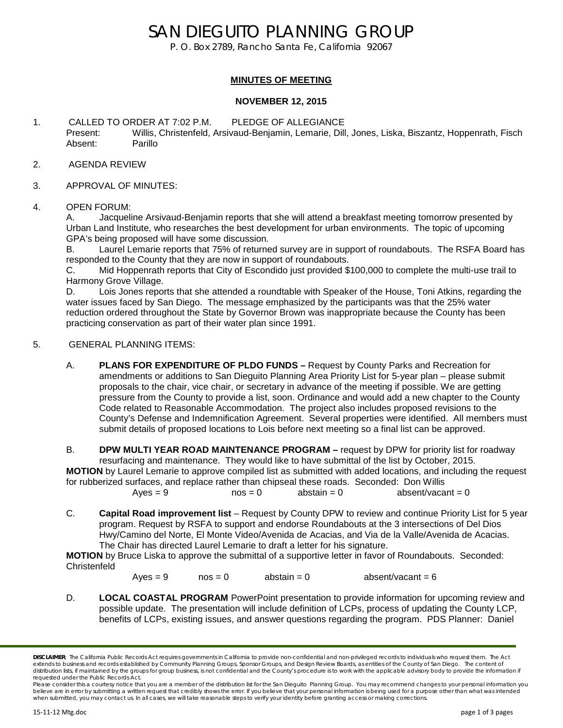# SAN DIEGUITO PLANNING GROUP

P. O. Box 2789, Rancho Santa Fe, California 92067

**MINUTES OF MEETING**

**NOVEMBER 12, 2015**

1. CALLED TO ORDER AT 7:02 P.M. PLEDGE OF ALLEGIANCE
   Present: Willis, Christenfeld, Arsivaud-Benjamin, Lemarie, Dill, Jones, Liska, Biszantz, Hoppenrath, Fisch
   Absent: Parillo

2. AGENDA REVIEW

3. APPROVAL OF MINUTES:

4. OPEN FORUM:
   A. Jacqueline Arsivaud-Benjamin reports that she will attend a breakfast meeting tomorrow presented by Urban Land Institute, who researches the best development for urban environments. The topic of upcoming GPA's being proposed will have some discussion.
   B. Laurel Lemarie reports that 75% of returned survey are in support of roundabouts. The RSFA Board has responded to the County that they are now in support of roundabouts.
   C. Mid Hoppenrath reports that City of Escondido just provided $100,000 to complete the multi-use trail to Harmony Grove Village.
   D. Lois Jones reports that she attended a roundtable with Speaker of the House, Toni Atkins, regarding the water issues faced by San Diego. The message emphasized by the participants was that the 25% water reduction ordered throughout the State by Governor Brown was inappropriate because the County has been practicing conservation as part of their water plan since 1991.

5. GENERAL PLANNING ITEMS:

   A. **PLANS FOR EXPENDITURE OF PLDO FUNDS –** Request by County Parks and Recreation for amendments or additions to San Dieguito Planning Area Priority List for 5-year plan – please submit proposals to the chair, vice chair, or secretary in advance of the meeting if possible. We are getting pressure from the County to provide a list, soon. Ordinance and would add a new chapter to the County Code related to Reasonable Accommodation. The project also includes proposed revisions to the County's Defense and Indemnification Agreement. Several properties were identified. All members must submit details of proposed locations to Lois before next meeting so a final list can be approved.

   B. **DPW MULTI YEAR ROAD MAINTENANCE PROGRAM –** request by DPW for priority list for roadway resurfacing and maintenance. They would like to have submittal of the list by October, 2015.
   **MOTION** by Laurel Lemarie to approve compiled list as submitted with added locations, and including the request for rubberized surfaces, and replace rather than chipseal these roads. Seconded: Don Willis
   Ayes = 9 nos = 0 abstain = 0 absent/vacant = 0

   C. **Capital Road improvement list** – Request by County DPW to review and continue Priority List for 5 year program. Request by RSFA to support and endorse Roundabouts at the 3 intersections of Del Dios Hwy/Camino del Norte, El Monte Video/Avenida de Acacias, and Via de la Valle/Avenida de Acacias. The Chair has directed Laurel Lemarie to draft a letter for his signature.
   **MOTION** by Bruce Liska to approve the submittal of a supportive letter in favor of Roundabouts. Seconded: Christenfeld
   Ayes = 9 nos = 0 abstain = 0 absent/vacant = 6

   D. **LOCAL COASTAL PROGRAM** PowerPoint presentation to provide information for upcoming review and possible update. The presentation will include definition of LCPs, process of updating the County LCP, benefits of LCPs, existing issues, and answer questions regarding the program. PDS Planner: Daniel

**DISCLAIMER**: The California Public Records Act requires governments in California to provide non-confidential and non-privileged records to individuals who request them. The Act extends to business and records established by Community Planning Groups, Sponsor Groups, and Design Review Boards, as entities of the County of San Diego. The content of distribution lists, if maintained by the groups for group business, is not confidential and the County's procedure is to work with the applicable advisory body to provide the information if requested under the Public Records Act.
Please consider this a courtesy notice that you are a member of the distribution list for the San Dieguito Planning Group. You may recommend changes to your personal information you believe are in error by submitting a written request that credibly shows the error. If you believe that your personal information is being used for a purpose other than what was intended when submitted, you may contact us. In all cases, we will take reasonable steps to verify your identity before granting access or making corrections.

15-11-12 Mtg.doc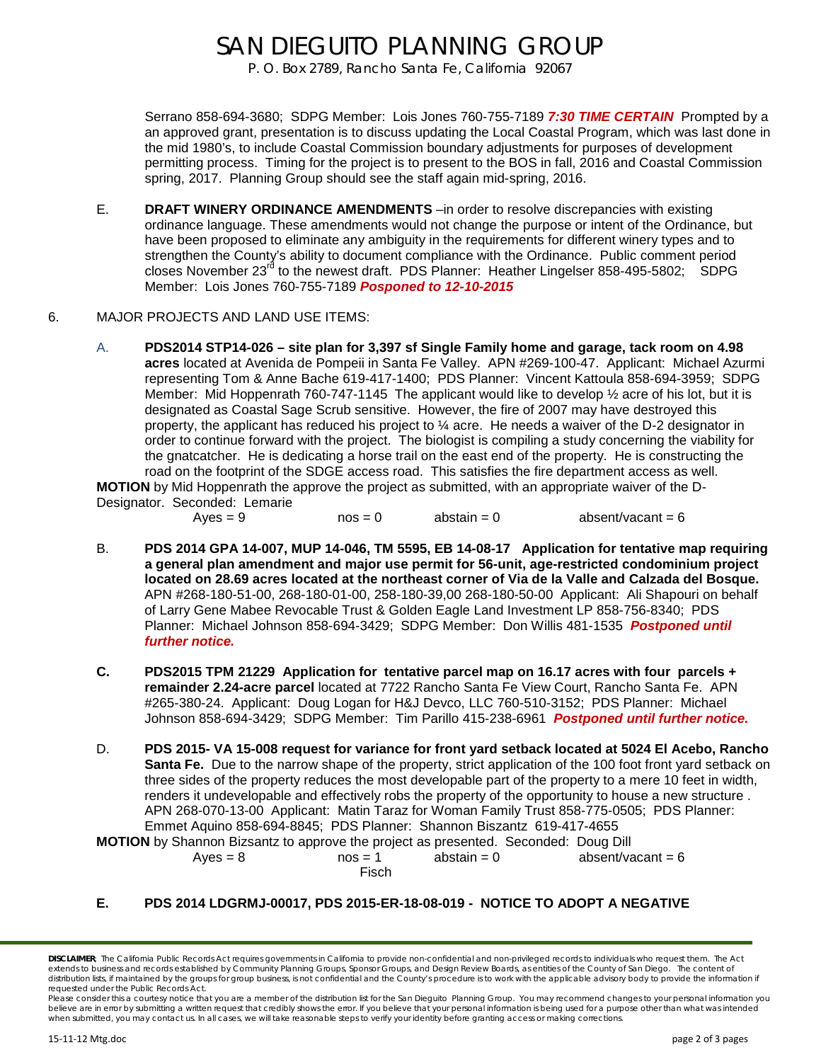Serrano 858-694-3680; SDPG Member: Lois Jones 760-755-7189 ***7:30 TIME CERTAIN*** Prompted by a an approved grant, presentation is to discuss updating the Local Coastal Program, which was last done in the mid 1980's, to include Coastal Commission boundary adjustments for purposes of development permitting process. Timing for the project is to present to the BOS in fall, 2016 and Coastal Commission spring, 2017. Planning Group should see the staff again mid-spring, 2016.

E. **DRAFT WINERY ORDINANCE AMENDMENTS** –in order to resolve discrepancies with existing ordinance language. These amendments would not change the purpose or intent of the Ordinance, but have been proposed to eliminate any ambiguity in the requirements for different winery types and to strengthen the County's ability to document compliance with the Ordinance. Public comment period closes November 23rd to the newest draft. PDS Planner: Heather Lingelser 858-495-5802; SDPG Member: Lois Jones 760-755-7189 ***Posponed to 12-10-2015***

6. MAJOR PROJECTS AND LAND USE ITEMS:

A. **PDS2014 STP14-026 – site plan for 3,397 sf Single Family home and garage, tack room on 4.98 acres** located at Avenida de Pompeii in Santa Fe Valley. APN #269-100-47. Applicant: Michael Azurmi representing Tom & Anne Bache 619-417-1400; PDS Planner: Vincent Kattoula 858-694-3959; SDPG Member: Mid Hoppenrath 760-747-1145 The applicant would like to develop ½ acre of his lot, but it is designated as Coastal Sage Scrub sensitive. However, the fire of 2007 may have destroyed this property, the applicant has reduced his project to ¼ acre. He needs a waiver of the D-2 designator in order to continue forward with the project. The biologist is compiling a study concerning the viability for the gnatcatcher. He is dedicating a horse trail on the east end of the property. He is constructing the road on the footprint of the SDGE access road. This satisfies the fire department access as well.

**MOTION** by Mid Hoppenrath the approve the project as submitted, with an appropriate waiver of the D-Designator. Seconded: Lemarie

Ayes = 9 nos = 0 abstain = 0 absent/vacant = 6

B. **PDS 2014 GPA 14-007, MUP 14-046, TM 5595, EB 14-08-17 Application for tentative map requiring a general plan amendment and major use permit for 56-unit, age-restricted condominium project located on 28.69 acres located at the northeast corner of Via de la Valle and Calzada del Bosque.** APN #268-180-51-00, 268-180-01-00, 258-180-39,00 268-180-50-00 Applicant: Ali Shapouri on behalf of Larry Gene Mabee Revocable Trust & Golden Eagle Land Investment LP 858-756-8340; PDS Planner: Michael Johnson 858-694-3429; SDPG Member: Don Willis 481-1535 ***Postponed until further notice.***

**C. PDS2015 TPM 21229 Application for tentative parcel map on 16.17 acres with four parcels + remainder 2.24-acre parcel** located at 7722 Rancho Santa Fe View Court, Rancho Santa Fe. APN #265-380-24. Applicant: Doug Logan for H&J Devco, LLC 760-510-3152; PDS Planner: Michael Johnson 858-694-3429; SDPG Member: Tim Parillo 415-238-6961 ***Postponed until further notice.***

D. **PDS 2015- VA 15-008 request for variance for front yard setback located at 5024 El Acebo, Rancho Santa Fe.** Due to the narrow shape of the property, strict application of the 100 foot front yard setback on three sides of the property reduces the most developable part of the property to a mere 10 feet in width, renders it undevelopable and effectively robs the property of the opportunity to house a new structure . APN 268-070-13-00 Applicant: Matin Taraz for Woman Family Trust 858-775-0505; PDS Planner: Emmet Aquino 858-694-8845; PDS Planner: Shannon Biszantz 619-417-4655

**MOTION** by Shannon Bizsantz to approve the project as presented. Seconded: Doug Dill

Ayes = 8 nos = 1 abstain = 0 absent/vacant = 6
Fisch

**E. PDS 2014 LDGRMJ-00017, PDS 2015-ER-18-08-019 - NOTICE TO ADOPT A NEGATIVE**

**DISCLAIMER**: The California Public Records Act requires governments in California to provide non-confidential and non-privileged records to individuals who request them. The Act extends to business and records established by Community Planning Groups, Sponsor Groups, and Design Review Boards, as entities of the County of San Diego. The content of distribution lists, if maintained by the groups for group business, is not confidential and the County's procedure is to work with the applicable advisory body to provide the information if requested under the Public Records Act.

Please consider this a courtesy notice that you are a member of the distribution list for the San Dieguito Planning Group. You may recommend changes to your personal information you believe are in error by submitting a written request that credibly shows the error. If you believe that your personal information is being used for a purpose other than what was intended when submitted, you may contact us. In all cases, we will take reasonable steps to verify your identity before granting access or making corrections.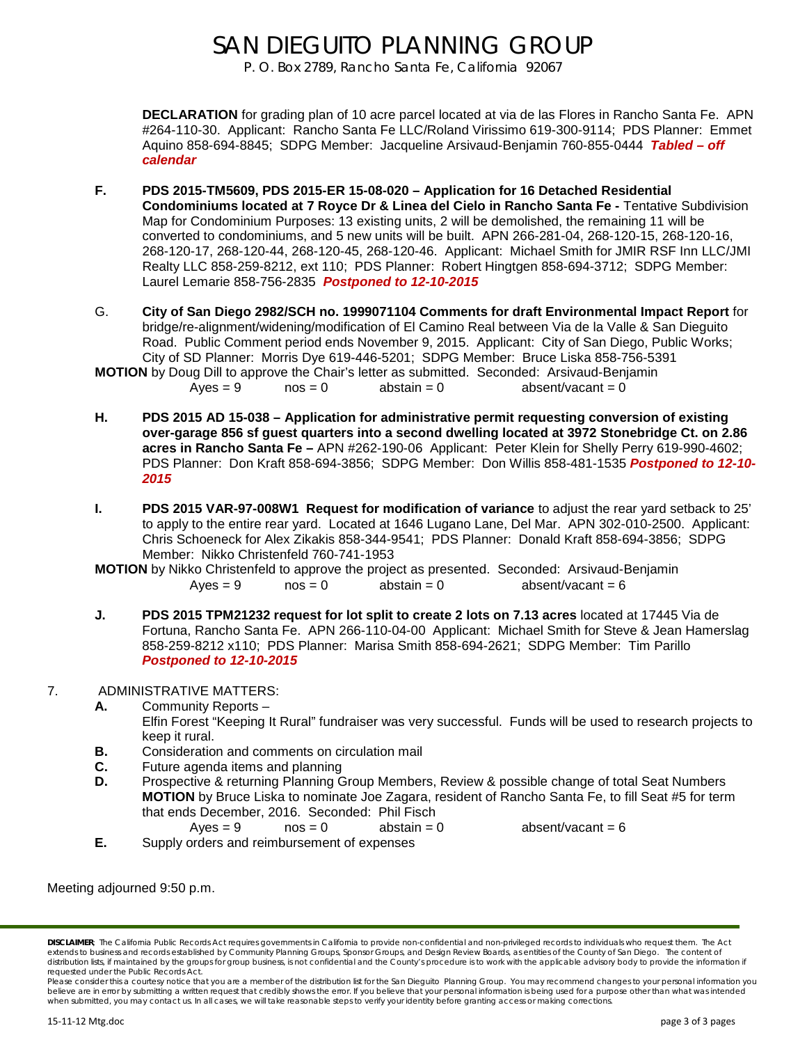# SAN DIEGUITO PLANNING GROUP

P. O. Box 2789, Rancho Santa Fe, California 92067

**DECLARATION** for grading plan of 10 acre parcel located at via de las Flores in Rancho Santa Fe. APN #264-110-30. Applicant: Rancho Santa Fe LLC/Roland Virissimo 619-300-9114; PDS Planner: Emmet Aquino 858-694-8845; SDPG Member: Jacqueline Arsivaud-Benjamin 760-855-0444 ***Tabled – off calendar***

**F. PDS 2015-TM5609, PDS 2015-ER 15-08-020 – Application for 16 Detached Residential Condominiums located at 7 Royce Dr & Linea del Cielo in Rancho Santa Fe -** Tentative Subdivision Map for Condominium Purposes: 13 existing units, 2 will be demolished, the remaining 11 will be converted to condominiums, and 5 new units will be built. APN 266-281-04, 268-120-15, 268-120-16, 268-120-17, 268-120-44, 268-120-45, 268-120-46. Applicant: Michael Smith for JMIR RSF Inn LLC/JMI Realty LLC 858-259-8212, ext 110; PDS Planner: Robert Hingtgen 858-694-3712; SDPG Member: Laurel Lemarie 858-756-2835 ***Postponed to 12-10-2015***

G. **City of San Diego 2982/SCH no. 1999071104 Comments for draft Environmental Impact Report** for bridge/re-alignment/widening/modification of El Camino Real between Via de la Valle & San Dieguito Road. Public Comment period ends November 9, 2015. Applicant: City of San Diego, Public Works; City of SD Planner: Morris Dye 619-446-5201; SDPG Member: Bruce Liska 858-756-5391

**MOTION** by Doug Dill to approve the Chair's letter as submitted. Seconded: Arsivaud-Benjamin
Ayes = 9 nos = 0 abstain = 0 absent/vacant = 0

**H. PDS 2015 AD 15-038 – Application for administrative permit requesting conversion of existing over-garage 856 sf guest quarters into a second dwelling located at 3972 Stonebridge Ct. on 2.86 acres in Rancho Santa Fe –** APN #262-190-06 Applicant: Peter Klein for Shelly Perry 619-990-4602; PDS Planner: Don Kraft 858-694-3856; SDPG Member: Don Willis 858-481-1535 ***Postponed to 12-10-2015***

**I. PDS 2015 VAR-97-008W1 Request for modification of variance** to adjust the rear yard setback to 25' to apply to the entire rear yard. Located at 1646 Lugano Lane, Del Mar. APN 302-010-2500. Applicant: Chris Schoeneck for Alex Zikakis 858-344-9541; PDS Planner: Donald Kraft 858-694-3856; SDPG Member: Nikko Christenfeld 760-741-1953

**MOTION** by Nikko Christenfeld to approve the project as presented. Seconded: Arsivaud-Benjamin
Ayes = 9 nos = 0 abstain = 0 absent/vacant = 6

**J. PDS 2015 TPM21232 request for lot split to create 2 lots on 7.13 acres** located at 17445 Via de Fortuna, Rancho Santa Fe. APN 266-110-04-00 Applicant: Michael Smith for Steve & Jean Hamerslag 858-259-8212 x110; PDS Planner: Marisa Smith 858-694-2621; SDPG Member: Tim Parillo ***Postponed to 12-10-2015***

7. ADMINISTRATIVE MATTERS:

**A.** Community Reports –
Elfin Forest "Keeping It Rural" fundraiser was very successful. Funds will be used to research projects to keep it rural.

**B.** Consideration and comments on circulation mail

**C.** Future agenda items and planning

**D.** Prospective & returning Planning Group Members, Review & possible change of total Seat Numbers
**MOTION** by Bruce Liska to nominate Joe Zagara, resident of Rancho Santa Fe, to fill Seat #5 for term that ends December, 2016. Seconded: Phil Fisch
Ayes = 9 nos = 0 abstain = 0 absent/vacant = 6

**E.** Supply orders and reimbursement of expenses

Meeting adjourned 9:50 p.m.

**DISCLAIMER**: The California Public Records Act requires governments in California to provide non-confidential and non-privileged records to individuals who request them. The Act extends to business and records established by Community Planning Groups, Sponsor Groups, and Design Review Boards, as entities of the County of San Diego. The content of distribution lists, if maintained by the groups for group business, is not confidential and the County's procedure is to work with the applicable advisory body to provide the information if requested under the Public Records Act.

Please consider this a courtesy notice that you are a member of the distribution list for the San Dieguito Planning Group. You may recommend changes to your personal information you believe are in error by submitting a written request that credibly shows the error. If you believe that your personal information is being used for a purpose other than what was intended when submitted, you may contact us. In all cases, we will take reasonable steps to verify your identity before granting access or making corrections.

15-11-12 Mtg.doc